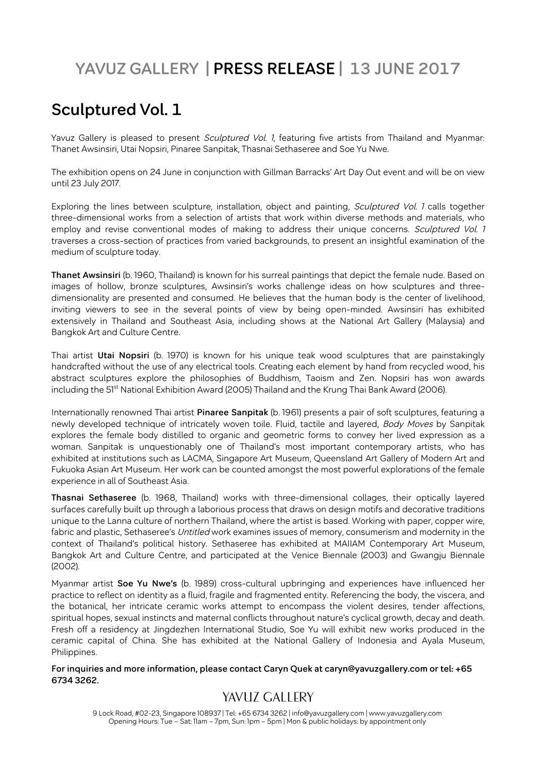# YAVUZ GALLERY | PRESS RELEASE | 13 JUNE 2017

## Sculptured Vol. 1

Yavuz Gallery is pleased to present *Sculptured Vol. 1*, featuring five artists from Thailand and Myanmar: Thanet Awsinsiri, Utai Nopsiri, Pinaree Sanpitak, Thasnai Sethaseree and Soe Yu Nwe.

The exhibition opens on 24 June in conjunction with Gillman Barracks' Art Day Out event and will be on view until 23 July 2017.

Exploring the lines between sculpture, installation, object and painting, *Sculptured Vol. 1* calls together three-dimensional works from a selection of artists that work within diverse methods and materials, who employ and revise conventional modes of making to address their unique concerns. *Sculptured Vol. 1* traverses a cross-section of practices from varied backgrounds, to present an insightful examination of the medium of sculpture today.

**Thanet Awsinsiri** (b. 1960, Thailand) is known for his surreal paintings that depict the female nude. Based on images of hollow, bronze sculptures, Awsinsiri's works challenge ideas on how sculptures and three-dimensionality are presented and consumed. He believes that the human body is the center of livelihood, inviting viewers to see in the several points of view by being open-minded. Awsinsiri has exhibited extensively in Thailand and Southeast Asia, including shows at the National Art Gallery (Malaysia) and Bangkok Art and Culture Centre.

Thai artist **Utai Nopsiri** (b. 1970) is known for his unique teak wood sculptures that are painstakingly handcrafted without the use of any electrical tools. Creating each element by hand from recycled wood, his abstract sculptures explore the philosophies of Buddhism, Taoism and Zen. Nopsiri has won awards including the 51st National Exhibition Award (2005) Thailand and the Krung Thai Bank Award (2006).

Internationally renowned Thai artist **Pinaree Sanpitak** (b. 1961) presents a pair of soft sculptures, featuring a newly developed technique of intricately woven toile. Fluid, tactile and layered, *Body Moves* by Sanpitak explores the female body distilled to organic and geometric forms to convey her lived expression as a woman. Sanpitak is unquestionably one of Thailand's most important contemporary artists, who has exhibited at institutions such as LACMA, Singapore Art Museum, Queensland Art Gallery of Modern Art and Fukuoka Asian Art Museum. Her work can be counted amongst the most powerful explorations of the female experience in all of Southeast Asia.

**Thasnai Sethaseree** (b. 1968, Thailand) works with three-dimensional collages, their optically layered surfaces carefully built up through a laborious process that draws on design motifs and decorative traditions unique to the Lanna culture of northern Thailand, where the artist is based. Working with paper, copper wire, fabric and plastic, Sethaseree's *Untitled* work examines issues of memory, consumerism and modernity in the context of Thailand's political history. Sethaseree has exhibited at MAIIAM Contemporary Art Museum, Bangkok Art and Culture Centre, and participated at the Venice Biennale (2003) and Gwangju Biennale (2002).

Myanmar artist **Soe Yu Nwe's** (b. 1989) cross-cultural upbringing and experiences have influenced her practice to reflect on identity as a fluid, fragile and fragmented entity. Referencing the body, the viscera, and the botanical, her intricate ceramic works attempt to encompass the violent desires, tender affections, spiritual hopes, sexual instincts and maternal conflicts throughout nature's cyclical growth, decay and death. Fresh off a residency at Jingdezhen International Studio, Soe Yu will exhibit new works produced in the ceramic capital of China. She has exhibited at the National Gallery of Indonesia and Ayala Museum, Philippines.

**For inquiries and more information, please contact Caryn Quek at caryn@yavuzgallery.com or tel: +65 6734 3262.**

YAVUZ GALLERY

9 Lock Road, #02-23, Singapore 108937 | Tel: +65 6734 3262 | info@yavuzgallery.com | www.yavuzgallery.com
Opening Hours: Tue – Sat: 11am – 7pm, Sun: 1pm – 5pm | Mon & public holidays: by appointment only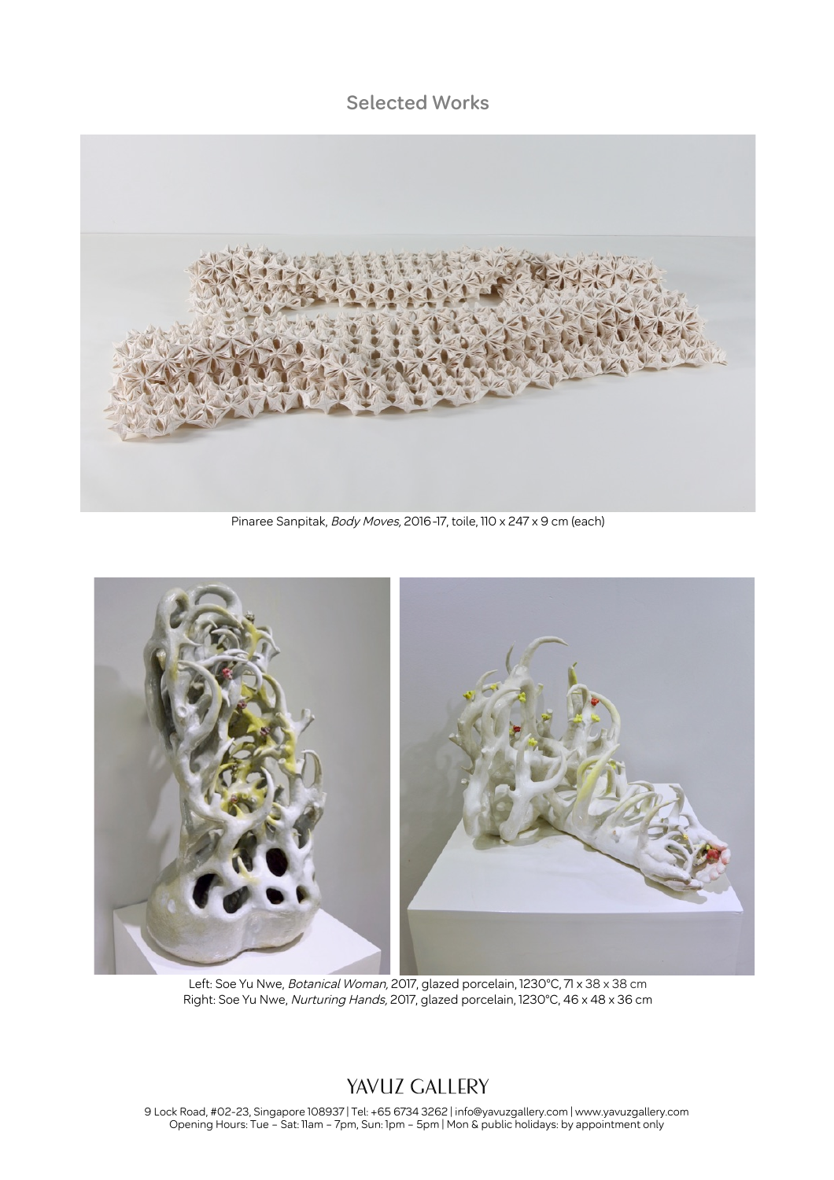## Selected Works

Pinaree Sanpitak, *Body Moves,* 2016-17, toile, 110 x 247 x 9 cm (each)

Left: Soe Yu Nwe, *Botanical Woman,* 2017, glazed porcelain, 1230°C, 71 x 38 x 38 cm
Right: Soe Yu Nwe, *Nurturing Hands,* 2017, glazed porcelain, 1230°C, 46 x 48 x 36 cm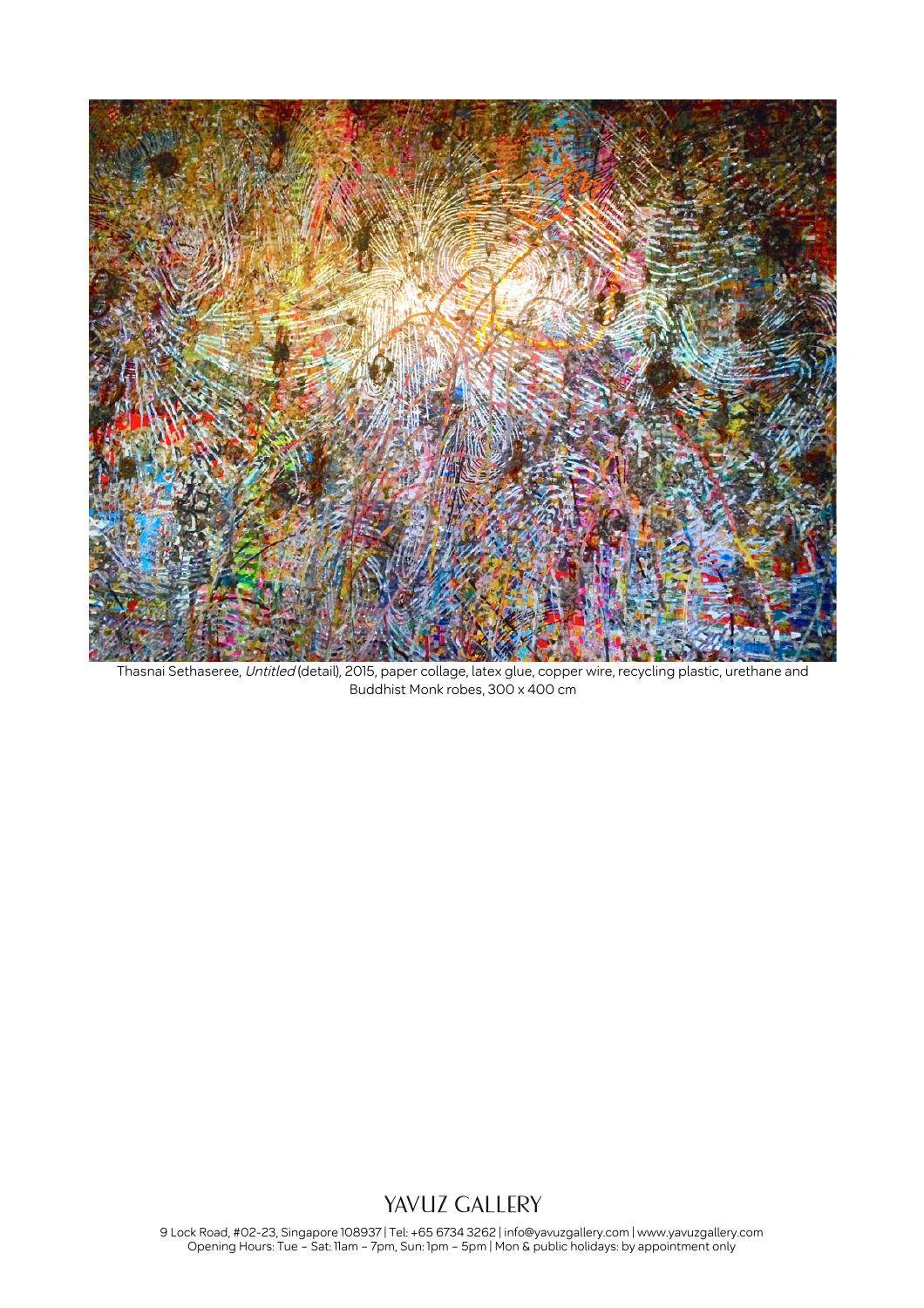Thasnai Sethaseree, *Untitled* (detail), 2015, paper collage, latex glue, copper wire, recycling plastic, urethane and Buddhist Monk robes, 300 x 400 cm